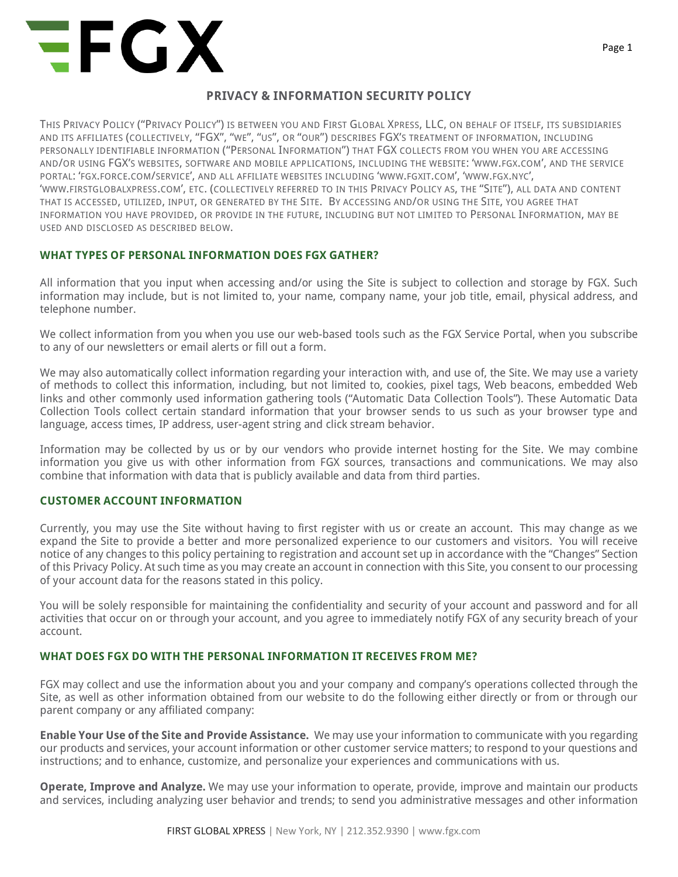# PRIVACY & INFORMATION SECURITY POLICY

THIS PRIVACY POLICY ("PRIVACY POLICY") IS BETWEEN YOU AND FIRST GLOBAL XPRESS, LLC, ON BEHALF OF ITSELF, ITS SUBSIDIARIES AND ITS AFFILIATES (COLLECTIVELY, "FGX", "WE", "US", OR "OUR") DESCRIBES FGX'S TREATMENT OF INFORMATION, INCLUDING PERSONALLY IDENTIFIABLE INFORMATION ("PERSONAL INFORMATION") THAT FGX COLLECTS FROM YOU WHEN YOU ARE ACCESSING AND/OR USING FGX'S WEBSITES, SOFTWARE AND MOBILE APPLICATIONS, INCLUDING THE WEBSITE: 'WWW.FGX.COM', AND THE SERVICE PORTAL: 'FGX.FORCE.COM/SERVICE', AND ALL AFFILIATE WEBSITES INCLUDING 'WWW.FGXIT.COM', 'WWW.FGX.NYC', 'WWW.FIRSTGLOBALXPRESS.COM', ETC. (COLLECTIVELY REFERRED TO IN THIS PRIVACY POLICY AS, THE "SITE"), ALL DATA AND CONTENT THAT IS ACCESSED, UTILIZED, INPUT, OR GENERATED BY THE SITE. BY ACCESSING AND/OR USING THE SITE, YOU AGREE THAT INFORMATION YOU HAVE PROVIDED, OR PROVIDE IN THE FUTURE, INCLUDING BUT NOT LIMITED TO PERSONAL INFORMATION, MAY BE USED AND DISCLOSED AS DESCRIBED BELOW.

## WHAT TYPES OF PERSONAL INFORMATION DOES FGX GATHER?

All information that you input when accessing and/or using the Site is subject to collection and storage by FGX. Such information may include, but is not limited to, your name, company name, your job title, email, physical address, and telephone number.

We collect information from you when you use our web-based tools such as the FGX Service Portal, when you subscribe to any of our newsletters or email alerts or fill out a form.

We may also automatically collect information regarding your interaction with, and use of, the Site. We may use a variety of methods to collect this information, including, but not limited to, cookies, pixel tags, Web beacons, embedded Web links and other commonly used information gathering tools ("Automatic Data Collection Tools"). These Automatic Data Collection Tools collect certain standard information that your browser sends to us such as your browser type and language, access times, IP address, user-agent string and click stream behavior.

Information may be collected by us or by our vendors who provide internet hosting for the Site. We may combine information you give us with other information from FGX sources, transactions and communications. We may also combine that information with data that is publicly available and data from third parties.

## CUSTOMER ACCOUNT INFORMATION

Currently, you may use the Site without having to first register with us or create an account. This may change as we expand the Site to provide a better and more personalized experience to our customers and visitors. You will receive notice of any changes to this policy pertaining to registration and account set up in accordance with the "Changes" Section of this Privacy Policy. At such time as you may create an account in connection with this Site, you consent to our processing of your account data for the reasons stated in this policy.

You will be solely responsible for maintaining the confidentiality and security of your account and password and for all activities that occur on or through your account, and you agree to immediately notify FGX of any security breach of your account.

## WHAT DOES FGX DO WITH THE PERSONAL INFORMATION IT RECEIVES FROM ME?

FGX may collect and use the information about you and your company and company's operations collected through the Site, as well as other information obtained from our website to do the following either directly or from or through our parent company or any affiliated company:

**Enable Your Use of the Site and Provide Assistance.** We may use your information to communicate with you regarding our products and services, your account information or other customer service matters; to respond to your questions and instructions; and to enhance, customize, and personalize your experiences and communications with us.

**Operate, Improve and Analyze.** We may use your information to operate, provide, improve and maintain our products and services, including analyzing user behavior and trends; to send you administrative messages and other information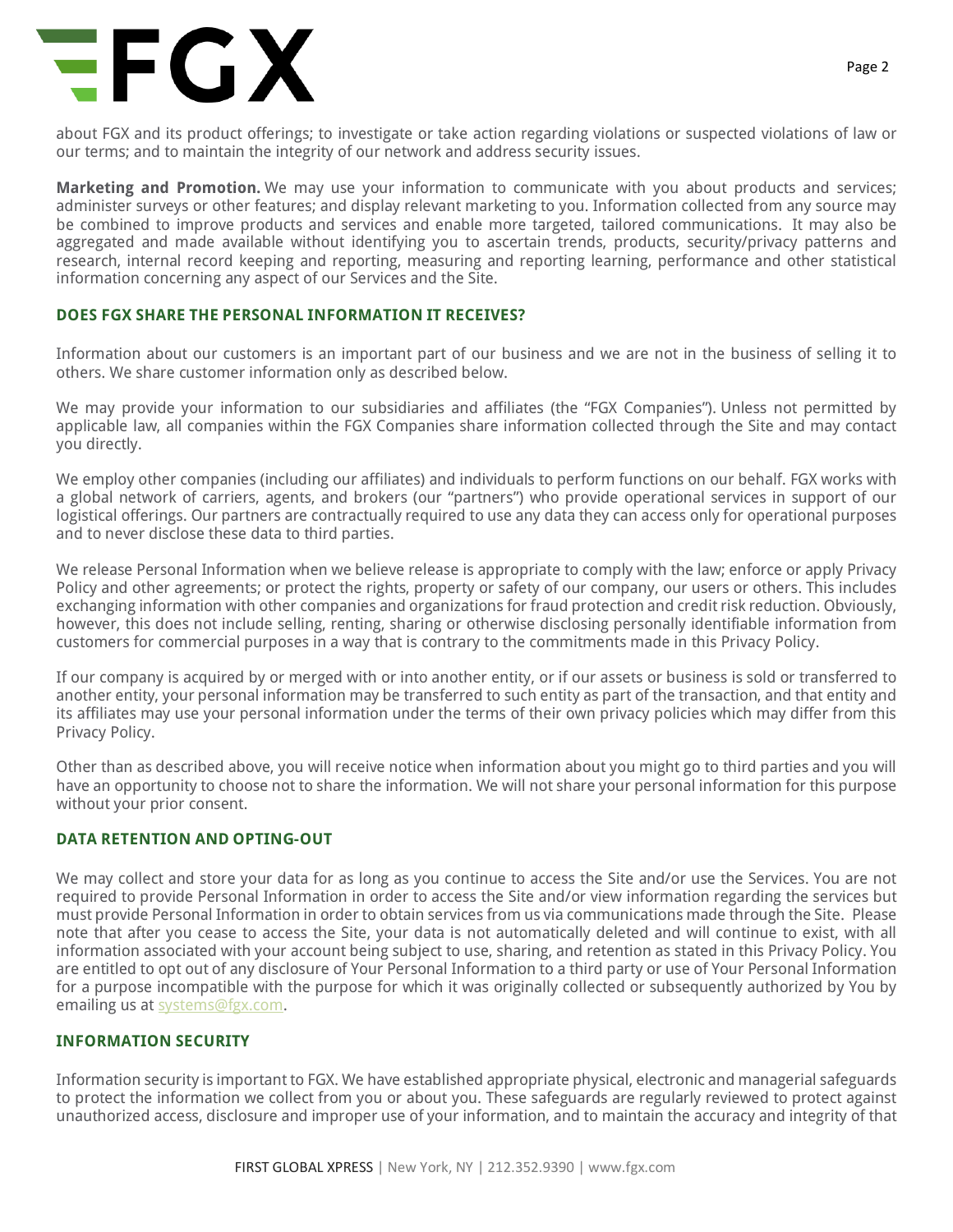about FGX and its product offerings; to investigate or take action regarding violations or suspected violations of law or our terms; and to maintain the integrity of our network and address security issues.

**Marketing and Promotion.** We may use your information to communicate with you about products and services; administer surveys or other features; and display relevant marketing to you. Information collected from any source may be combined to improve products and services and enable more targeted, tailored communications. It may also be aggregated and made available without identifying you to ascertain trends, products, security/privacy patterns and research, internal record keeping and reporting, measuring and reporting learning, performance and other statistical information concerning any aspect of our Services and the Site.

## DOES FGX SHARE THE PERSONAL INFORMATION IT RECEIVES?

Information about our customers is an important part of our business and we are not in the business of selling it to others. We share customer information only as described below.

We may provide your information to our subsidiaries and affiliates (the "FGX Companies"). Unless not permitted by applicable law, all companies within the FGX Companies share information collected through the Site and may contact you directly.

We employ other companies (including our affiliates) and individuals to perform functions on our behalf. FGX works with a global network of carriers, agents, and brokers (our "partners") who provide operational services in support of our logistical offerings. Our partners are contractually required to use any data they can access only for operational purposes and to never disclose these data to third parties.

We release Personal Information when we believe release is appropriate to comply with the law; enforce or apply Privacy Policy and other agreements; or protect the rights, property or safety of our company, our users or others. This includes exchanging information with other companies and organizations for fraud protection and credit risk reduction. Obviously, however, this does not include selling, renting, sharing or otherwise disclosing personally identifiable information from customers for commercial purposes in a way that is contrary to the commitments made in this Privacy Policy.

If our company is acquired by or merged with or into another entity, or if our assets or business is sold or transferred to another entity, your personal information may be transferred to such entity as part of the transaction, and that entity and its affiliates may use your personal information under the terms of their own privacy policies which may differ from this Privacy Policy.

Other than as described above, you will receive notice when information about you might go to third parties and you will have an opportunity to choose not to share the information. We will not share your personal information for this purpose without your prior consent.

## DATA RETENTION AND OPTING-OUT

We may collect and store your data for as long as you continue to access the Site and/or use the Services. You are not required to provide Personal Information in order to access the Site and/or view information regarding the services but must provide Personal Information in order to obtain services from us via communications made through the Site. Please note that after you cease to access the Site, your data is not automatically deleted and will continue to exist, with all information associated with your account being subject to use, sharing, and retention as stated in this Privacy Policy. You are entitled to opt out of any disclosure of Your Personal Information to a third party or use of Your Personal Information for a purpose incompatible with the purpose for which it was originally collected or subsequently authorized by You by emailing us at systems@fgx.com.

## INFORMATION SECURITY

Information security is important to FGX. We have established appropriate physical, electronic and managerial safeguards to protect the information we collect from you or about you. These safeguards are regularly reviewed to protect against unauthorized access, disclosure and improper use of your information, and to maintain the accuracy and integrity of that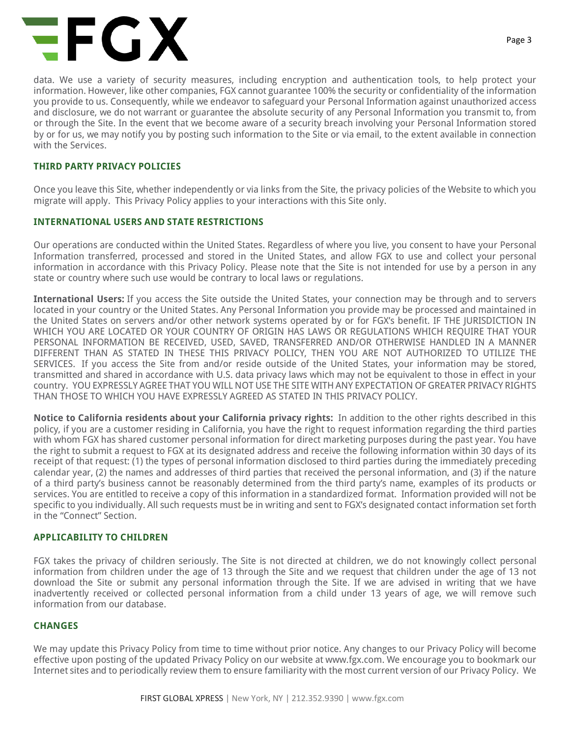data. We use a variety of security measures, including encryption and authentication tools, to help protect your information. However, like other companies, FGX cannot guarantee 100% the security or confidentiality of the information you provide to us. Consequently, while we endeavor to safeguard your Personal Information against unauthorized access and disclosure, we do not warrant or guarantee the absolute security of any Personal Information you transmit to, from or through the Site. In the event that we become aware of a security breach involving your Personal Information stored by or for us, we may notify you by posting such information to the Site or via email, to the extent available in connection with the Services.

## THIRD PARTY PRIVACY POLICIES

Once you leave this Site, whether independently or via links from the Site, the privacy policies of the Website to which you migrate will apply. This Privacy Policy applies to your interactions with this Site only.

## INTERNATIONAL USERS AND STATE RESTRICTIONS

Our operations are conducted within the United States. Regardless of where you live, you consent to have your Personal Information transferred, processed and stored in the United States, and allow FGX to use and collect your personal information in accordance with this Privacy Policy. Please note that the Site is not intended for use by a person in any state or country where such use would be contrary to local laws or regulations.

**International Users:** If you access the Site outside the United States, your connection may be through and to servers located in your country or the United States. Any Personal Information you provide may be processed and maintained in the United States on servers and/or other network systems operated by or for FGX's benefit. IF THE JURISDICTION IN WHICH YOU ARE LOCATED OR YOUR COUNTRY OF ORIGIN HAS LAWS OR REGULATIONS WHICH REQUIRE THAT YOUR PERSONAL INFORMATION BE RECEIVED, USED, SAVED, TRANSFERRED AND/OR OTHERWISE HANDLED IN A MANNER DIFFERENT THAN AS STATED IN THESE THIS PRIVACY POLICY, THEN YOU ARE NOT AUTHORIZED TO UTILIZE THE SERVICES. If you access the Site from and/or reside outside of the United States, your information may be stored, transmitted and shared in accordance with U.S. data privacy laws which may not be equivalent to those in effect in your country. YOU EXPRESSLY AGREE THAT YOU WILL NOT USE THE SITE WITH ANY EXPECTATION OF GREATER PRIVACY RIGHTS THAN THOSE TO WHICH YOU HAVE EXPRESSLY AGREED AS STATED IN THIS PRIVACY POLICY.

**Notice to California residents about your California privacy rights:** In addition to the other rights described in this policy, if you are a customer residing in California, you have the right to request information regarding the third parties with whom FGX has shared customer personal information for direct marketing purposes during the past year. You have the right to submit a request to FGX at its designated address and receive the following information within 30 days of its receipt of that request: (1) the types of personal information disclosed to third parties during the immediately preceding calendar year, (2) the names and addresses of third parties that received the personal information, and (3) if the nature of a third party's business cannot be reasonably determined from the third party's name, examples of its products or services. You are entitled to receive a copy of this information in a standardized format. Information provided will not be specific to you individually. All such requests must be in writing and sent to FGX's designated contact information set forth in the "Connect" Section.

## APPLICABILITY TO CHILDREN

FGX takes the privacy of children seriously. The Site is not directed at children, we do not knowingly collect personal information from children under the age of 13 through the Site and we request that children under the age of 13 not download the Site or submit any personal information through the Site. If we are advised in writing that we have inadvertently received or collected personal information from a child under 13 years of age, we will remove such information from our database.

## CHANGES

We may update this Privacy Policy from time to time without prior notice. Any changes to our Privacy Policy will become effective upon posting of the updated Privacy Policy on our website at www.fgx.com. We encourage you to bookmark our Internet sites and to periodically review them to ensure familiarity with the most current version of our Privacy Policy. We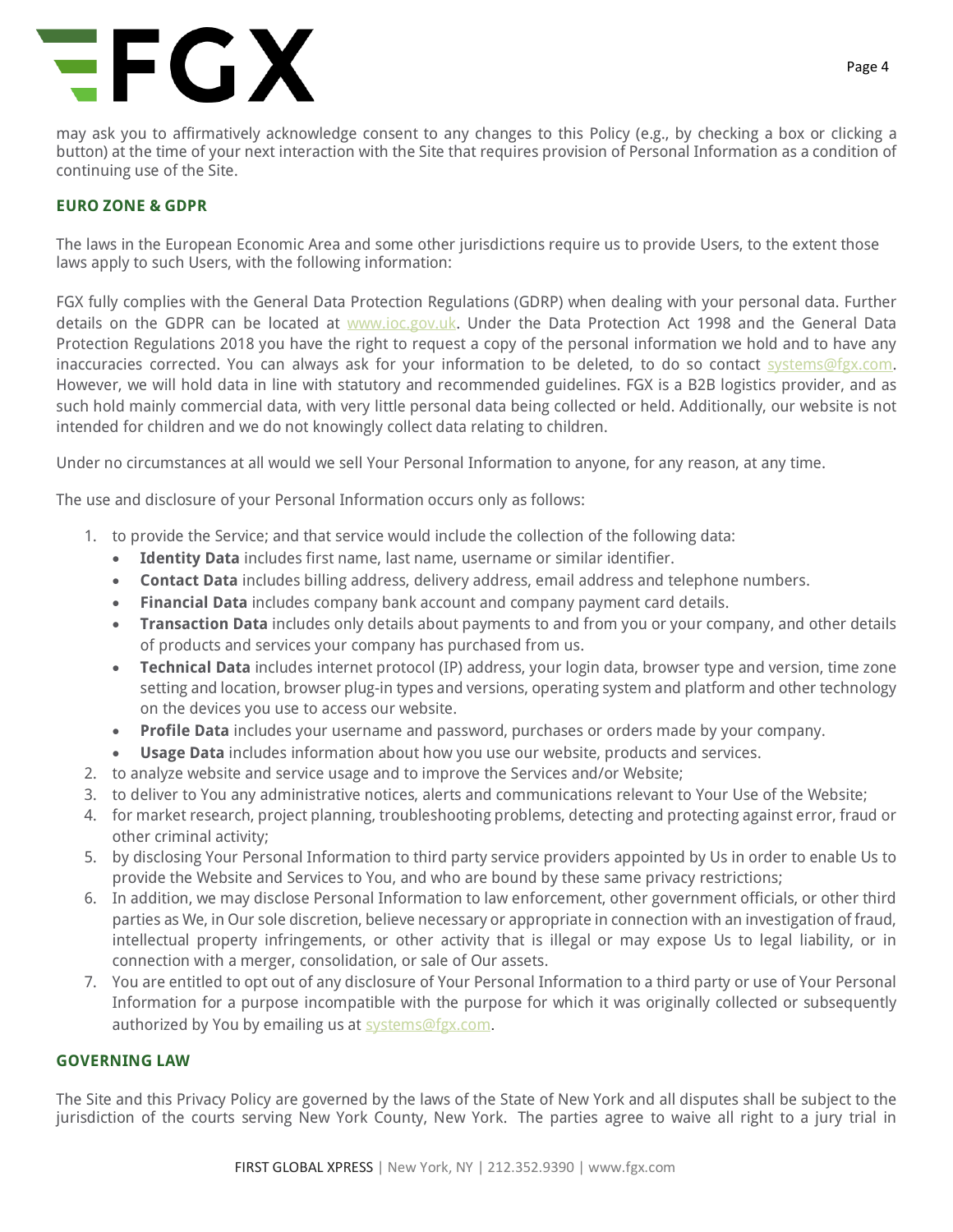may ask you to affirmatively acknowledge consent to any changes to this Policy (e.g., by checking a box or clicking a button) at the time of your next interaction with the Site that requires provision of Personal Information as a condition of continuing use of the Site.

## EURO ZONE & GDPR

The laws in the European Economic Area and some other jurisdictions require us to provide Users, to the extent those laws apply to such Users, with the following information:

FGX fully complies with the General Data Protection Regulations (GDRP) when dealing with your personal data. Further details on the GDPR can be located at www.ioc.gov.uk. Under the Data Protection Act 1998 and the General Data Protection Regulations 2018 you have the right to request a copy of the personal information we hold and to have any inaccuracies corrected. You can always ask for your information to be deleted, to do so contact systems@fgx.com. However, we will hold data in line with statutory and recommended guidelines. FGX is a B2B logistics provider, and as such hold mainly commercial data, with very little personal data being collected or held. Additionally, our website is not intended for children and we do not knowingly collect data relating to children.

Under no circumstances at all would we sell Your Personal Information to anyone, for any reason, at any time.

The use and disclosure of your Personal Information occurs only as follows:

1. to provide the Service; and that service would include the collection of the following data:
   - **Identity Data** includes first name, last name, username or similar identifier.
   - **Contact Data** includes billing address, delivery address, email address and telephone numbers.
   - **Financial Data** includes company bank account and company payment card details.
   - **Transaction Data** includes only details about payments to and from you or your company, and other details of products and services your company has purchased from us.
   - **Technical Data** includes internet protocol (IP) address, your login data, browser type and version, time zone setting and location, browser plug-in types and versions, operating system and platform and other technology on the devices you use to access our website.
   - **Profile Data** includes your username and password, purchases or orders made by your company.
   - **Usage Data** includes information about how you use our website, products and services.
2. to analyze website and service usage and to improve the Services and/or Website;
3. to deliver to You any administrative notices, alerts and communications relevant to Your Use of the Website;
4. for market research, project planning, troubleshooting problems, detecting and protecting against error, fraud or other criminal activity;
5. by disclosing Your Personal Information to third party service providers appointed by Us in order to enable Us to provide the Website and Services to You, and who are bound by these same privacy restrictions;
6. In addition, we may disclose Personal Information to law enforcement, other government officials, or other third parties as We, in Our sole discretion, believe necessary or appropriate in connection with an investigation of fraud, intellectual property infringements, or other activity that is illegal or may expose Us to legal liability, or in connection with a merger, consolidation, or sale of Our assets.
7. You are entitled to opt out of any disclosure of Your Personal Information to a third party or use of Your Personal Information for a purpose incompatible with the purpose for which it was originally collected or subsequently authorized by You by emailing us at systems@fgx.com.

## GOVERNING LAW

The Site and this Privacy Policy are governed by the laws of the State of New York and all disputes shall be subject to the jurisdiction of the courts serving New York County, New York. The parties agree to waive all right to a jury trial in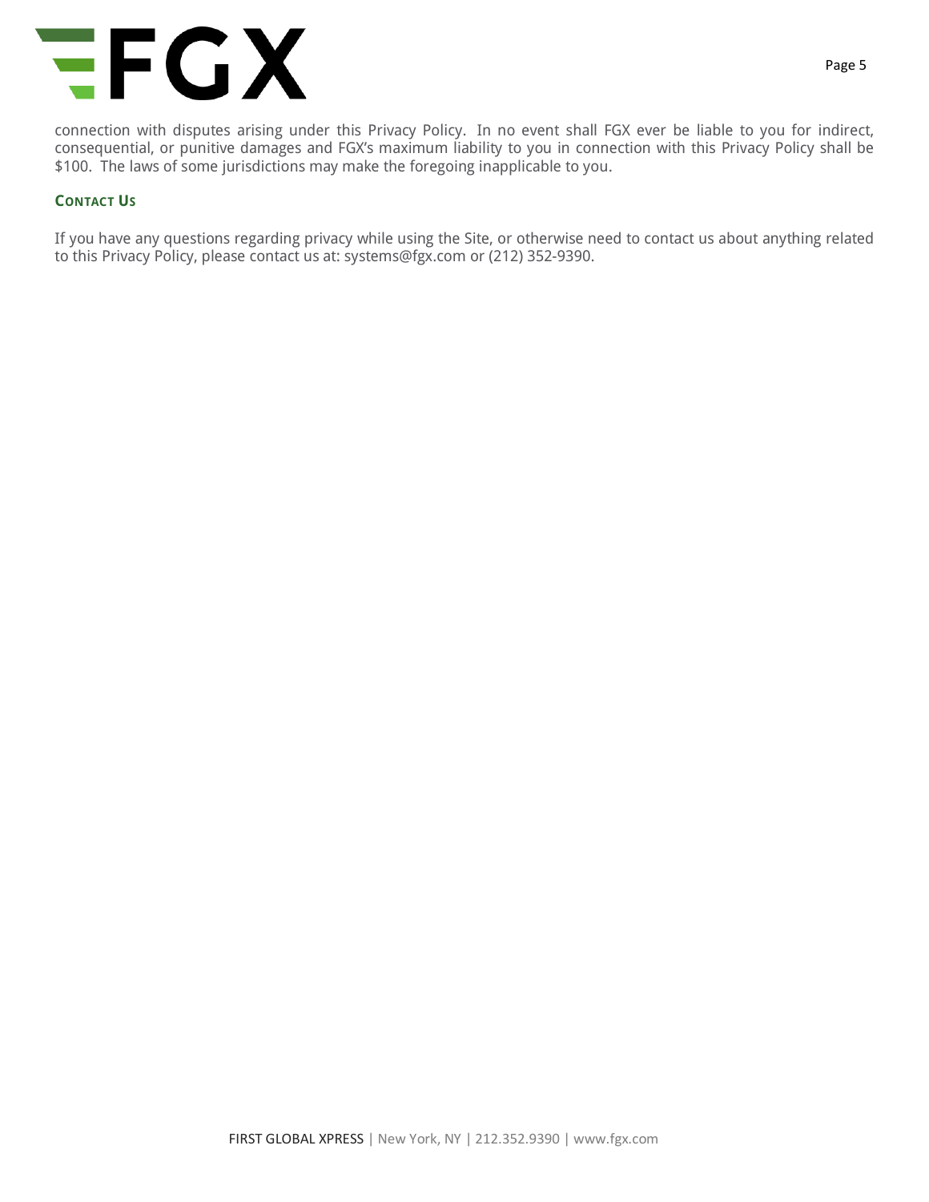connection with disputes arising under this Privacy Policy. In no event shall FGX ever be liable to you for indirect, consequential, or punitive damages and FGX's maximum liability to you in connection with this Privacy Policy shall be $100. The laws of some jurisdictions may make the foregoing inapplicable to you.

## Contact Us

If you have any questions regarding privacy while using the Site, or otherwise need to contact us about anything related to this Privacy Policy, please contact us at: systems@fgx.com or (212) 352-9390.